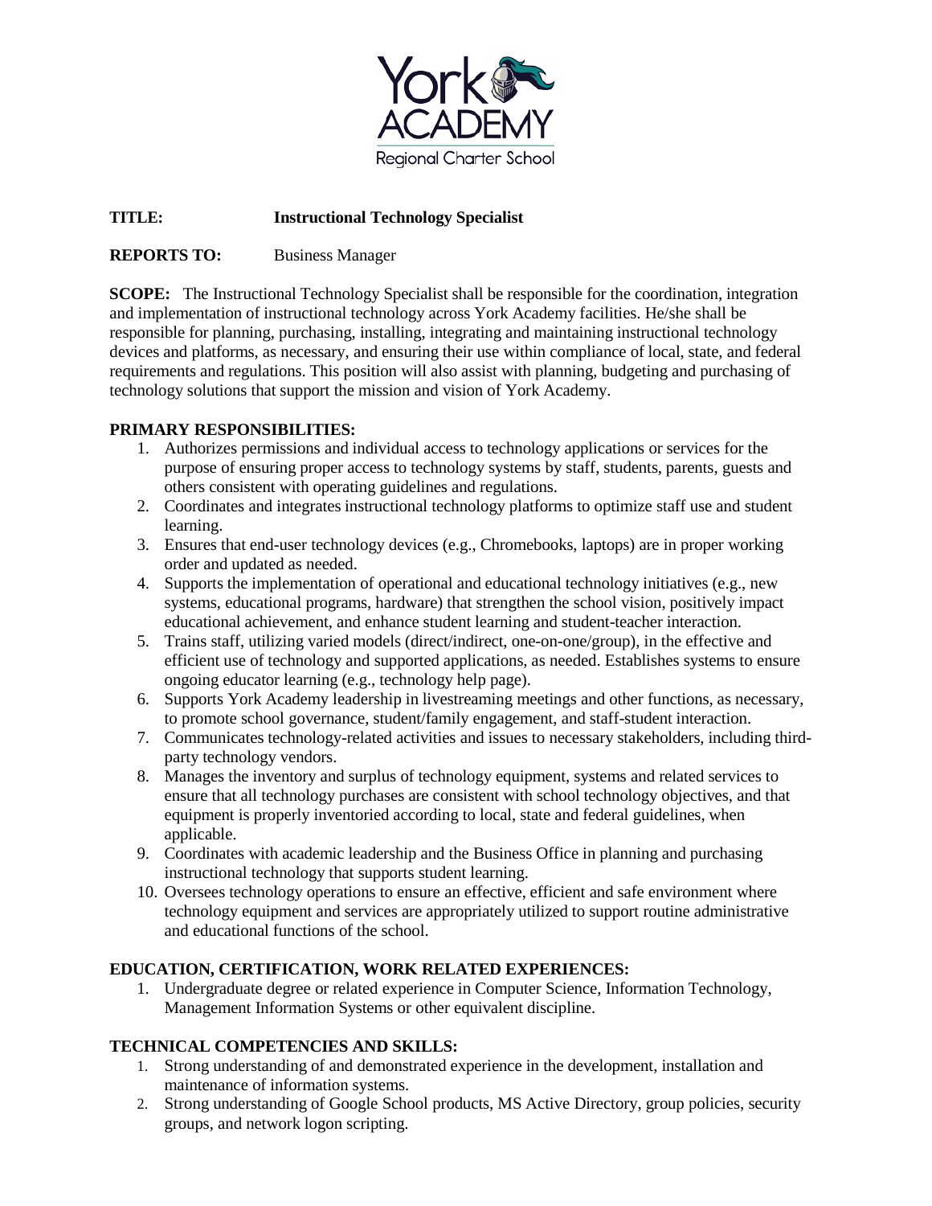**TITLE:** **Instructional Technology Specialist**

**REPORTS TO:** Business Manager

**SCOPE:** The Instructional Technology Specialist shall be responsible for the coordination, integration and implementation of instructional technology across York Academy facilities. He/she shall be responsible for planning, purchasing, installing, integrating and maintaining instructional technology devices and platforms, as necessary, and ensuring their use within compliance of local, state, and federal requirements and regulations. This position will also assist with planning, budgeting and purchasing of technology solutions that support the mission and vision of York Academy.

**PRIMARY RESPONSIBILITIES:**

1. Authorizes permissions and individual access to technology applications or services for the purpose of ensuring proper access to technology systems by staff, students, parents, guests and others consistent with operating guidelines and regulations.
2. Coordinates and integrates instructional technology platforms to optimize staff use and student learning.
3. Ensures that end-user technology devices (e.g., Chromebooks, laptops) are in proper working order and updated as needed.
4. Supports the implementation of operational and educational technology initiatives (e.g., new systems, educational programs, hardware) that strengthen the school vision, positively impact educational achievement, and enhance student learning and student-teacher interaction.
5. Trains staff, utilizing varied models (direct/indirect, one-on-one/group), in the effective and efficient use of technology and supported applications, as needed. Establishes systems to ensure ongoing educator learning (e.g., technology help page).
6. Supports York Academy leadership in livestreaming meetings and other functions, as necessary, to promote school governance, student/family engagement, and staff-student interaction.
7. Communicates technology-related activities and issues to necessary stakeholders, including third-party technology vendors.
8. Manages the inventory and surplus of technology equipment, systems and related services to ensure that all technology purchases are consistent with school technology objectives, and that equipment is properly inventoried according to local, state and federal guidelines, when applicable.
9. Coordinates with academic leadership and the Business Office in planning and purchasing instructional technology that supports student learning.
10. Oversees technology operations to ensure an effective, efficient and safe environment where technology equipment and services are appropriately utilized to support routine administrative and educational functions of the school.

**EDUCATION, CERTIFICATION, WORK RELATED EXPERIENCES:**

1. Undergraduate degree or related experience in Computer Science, Information Technology, Management Information Systems or other equivalent discipline.

**TECHNICAL COMPETENCIES AND SKILLS:**

1. Strong understanding of and demonstrated experience in the development, installation and maintenance of information systems.
2. Strong understanding of Google School products, MS Active Directory, group policies, security groups, and network logon scripting.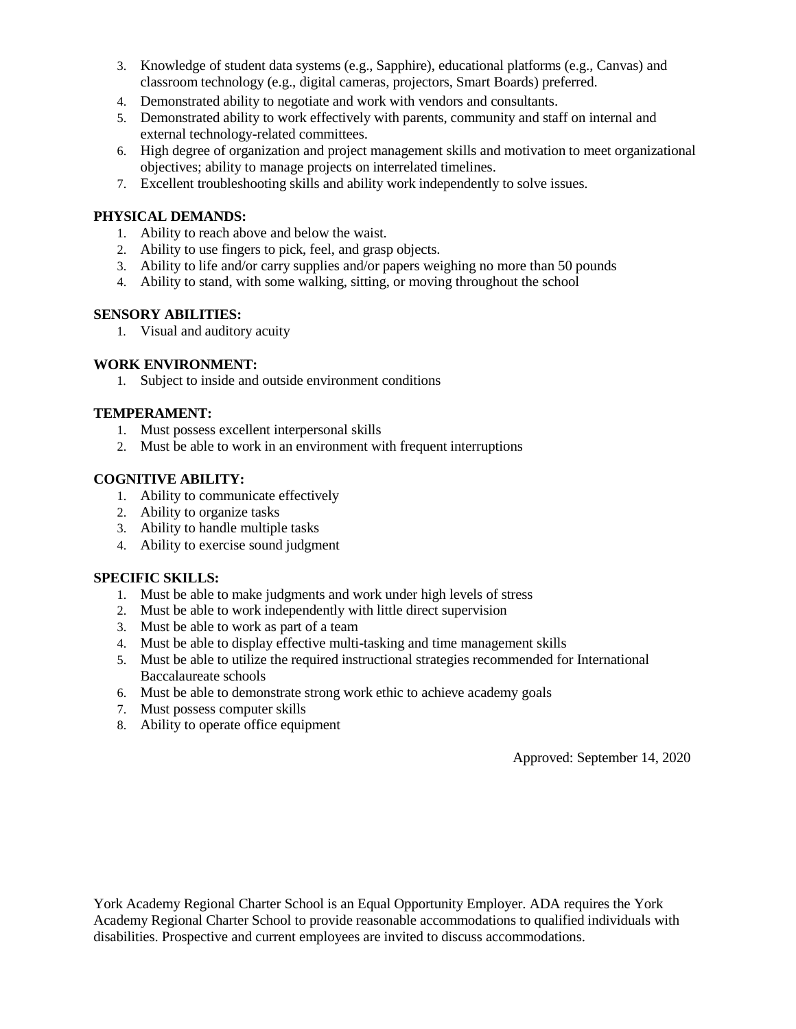3. Knowledge of student data systems (e.g., Sapphire), educational platforms (e.g., Canvas) and classroom technology (e.g., digital cameras, projectors, Smart Boards) preferred.
4. Demonstrated ability to negotiate and work with vendors and consultants.
5. Demonstrated ability to work effectively with parents, community and staff on internal and external technology-related committees.
6. High degree of organization and project management skills and motivation to meet organizational objectives; ability to manage projects on interrelated timelines.
7. Excellent troubleshooting skills and ability work independently to solve issues.

**PHYSICAL DEMANDS:**

1. Ability to reach above and below the waist.
2. Ability to use fingers to pick, feel, and grasp objects.
3. Ability to life and/or carry supplies and/or papers weighing no more than 50 pounds
4. Ability to stand, with some walking, sitting, or moving throughout the school

**SENSORY ABILITIES:**

1. Visual and auditory acuity

**WORK ENVIRONMENT:**

1. Subject to inside and outside environment conditions

**TEMPERAMENT:**

1. Must possess excellent interpersonal skills
2. Must be able to work in an environment with frequent interruptions

**COGNITIVE ABILITY:**

1. Ability to communicate effectively
2. Ability to organize tasks
3. Ability to handle multiple tasks
4. Ability to exercise sound judgment

**SPECIFIC SKILLS:**

1. Must be able to make judgments and work under high levels of stress
2. Must be able to work independently with little direct supervision
3. Must be able to work as part of a team
4. Must be able to display effective multi-tasking and time management skills
5. Must be able to utilize the required instructional strategies recommended for International Baccalaureate schools
6. Must be able to demonstrate strong work ethic to achieve academy goals
7. Must possess computer skills
8. Ability to operate office equipment

Approved: September 14, 2020

York Academy Regional Charter School is an Equal Opportunity Employer. ADA requires the York Academy Regional Charter School to provide reasonable accommodations to qualified individuals with disabilities. Prospective and current employees are invited to discuss accommodations.